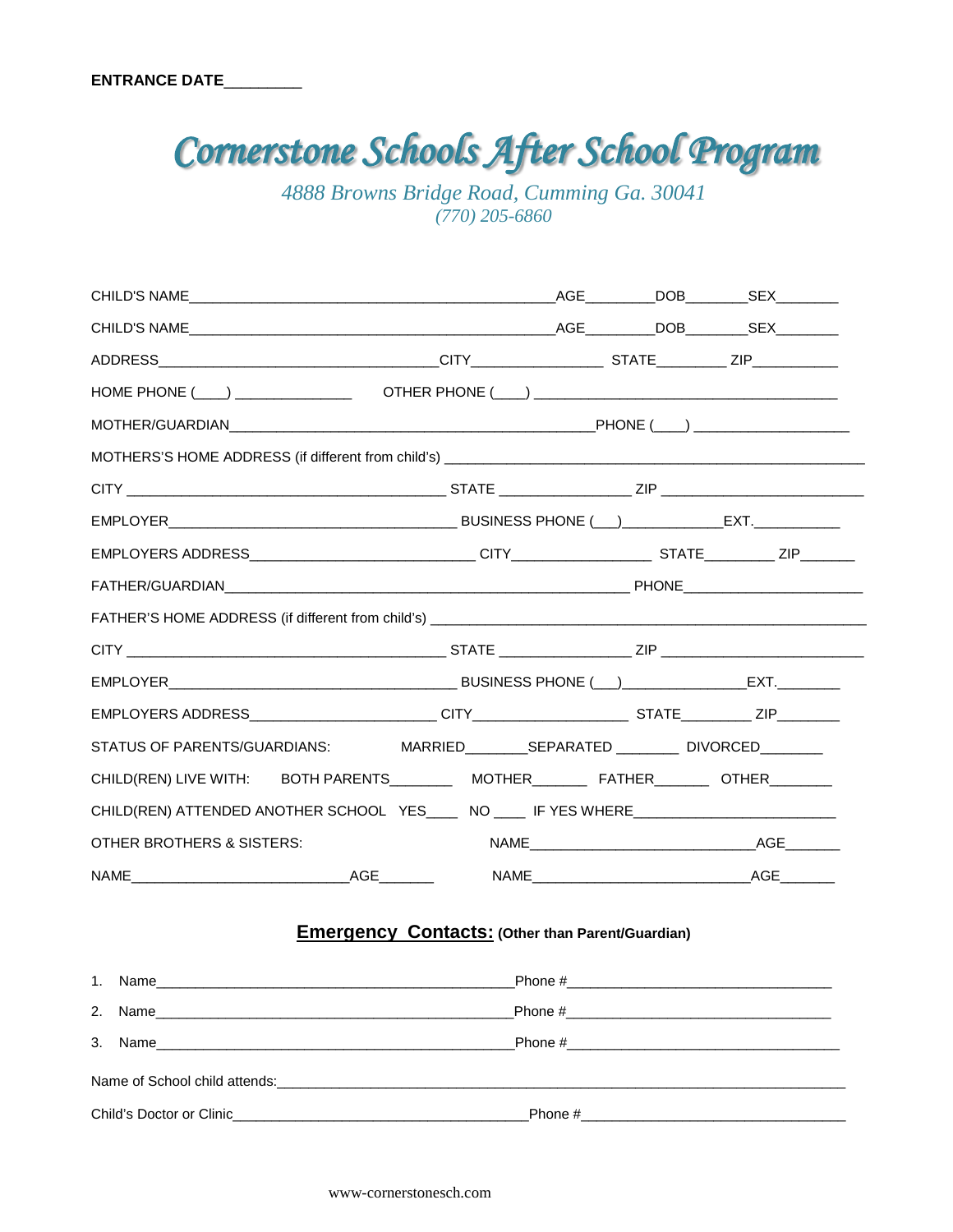**ENTRANCE DATE**_________

# *Cornerstone Schools After School Program*

*4888 Browns Bridge Road, Cumming Ga. 30041*
*(770) 205-6860*

CHILD'S NAME_______________________________________________AGE________DOB_______SEX_______

CHILD'S NAME_______________________________________________AGE________DOB_______SEX_______

ADDRESS____________________________________CITY________________ STATE________ ZIP___________

HOME PHONE (___) ______________ OTHER PHONE (___) _____________________________________

MOTHER/GUARDIAN_______________________________________________PHONE (___) ___________________

MOTHERS'S HOME ADDRESS (if different from child's) ______________________________________________________

CITY _________________________________________ STATE ________________ ZIP _________________________

EMPLOYER_____________________________________ BUSINESS PHONE (__)____________EXT.___________

EMPLOYERS ADDRESS_____________________________ CITY_________________ STATE________ ZIP_______

FATHER/GUARDIAN____________________________________________________ PHONE______________________

FATHER'S HOME ADDRESS (if different from child's) ________________________________________________________

CITY _________________________________________ STATE ________________ ZIP _________________________

EMPLOYER_____________________________________ BUSINESS PHONE (__)_______________EXT.________

EMPLOYERS ADDRESS________________________ CITY___________________ STATE________ ZIP________

STATUS OF PARENTS/GUARDIANS: MARRIED_______SEPARATED ________ DIVORCED_______

CHILD(REN) LIVE WITH: BOTH PARENTS________ MOTHER_______ FATHER_______ OTHER_______

CHILD(REN) ATTENDED ANOTHER SCHOOL YES____ NO ____ IF YES WHERE_________________________

OTHER BROTHERS & SISTERS: NAME____________________________AGE_______

NAME____________________________AGE_______ NAME___________________________AGE_______

## **Emergency Contacts:** (Other than Parent/Guardian)

1. Name______________________________________________Phone #_________________________________
2. Name______________________________________________Phone #_________________________________
3. Name______________________________________________Phone #__________________________________

Name of School child attends:___________________________________________________________________________

Child's Doctor or Clinic______________________________________Phone #_________________________________

www-cornerstonesch.com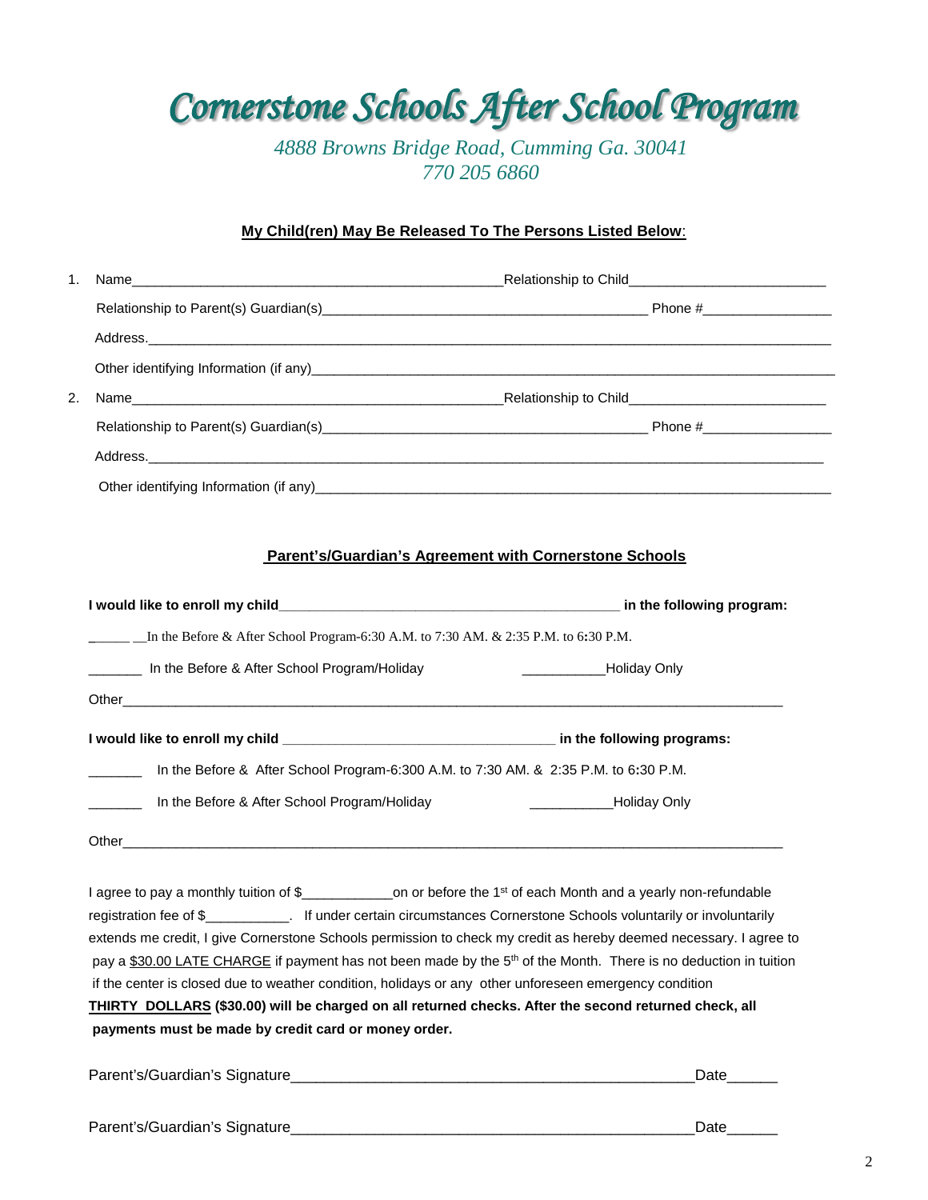# *Cornerstone Schools After School Program*

*4888 Browns Bridge Road, Cumming Ga. 30041*
*770 205 6860*

**<u>My Child(ren) May Be Released To The Persons Listed Below</u>:**

1. Name_______________________________________________Relationship to Child_________________________
   Relationship to Parent(s) Guardian(s)__________________________________________ Phone #________________
   Address._____________________________________________________________________________________
   Other identifying Information (if any)____________________________________________________________
2. Name_______________________________________________Relationship to Child_________________________
   Relationship to Parent(s) Guardian(s)__________________________________________ Phone #________________
   Address._____________________________________________________________________________________
   Other identifying Information (if any)____________________________________________________________

**<u>Parent's/Guardian's Agreement with Cornerstone Schools</u>**

**I would like to enroll my child____________________________________________ in the following program:**

______ __In the Before & After School Program-6:30 A.M. to 7:30 AM. & 2:35 P.M. to 6:30 P.M.

_______ In the Before & After School Program/Holiday ___________Holiday Only

Other_________________________________________________________________________________________

**I would like to enroll my child ___________________________________ in the following programs:**

_______ In the Before & After School Program-6:300 A.M. to 7:30 AM. & 2:35 P.M. to 6:30 P.M.

_______ In the Before & After School Program/Holiday ___________Holiday Only

Other_________________________________________________________________________________________

I agree to pay a monthly tuition of $____________on or before the 1st of each Month and a yearly non-refundable registration fee of $___________. If under certain circumstances Cornerstone Schools voluntarily or involuntarily extends me credit, I give Cornerstone Schools permission to check my credit as hereby deemed necessary. I agree to pay a <u>$30.00 LATE CHARGE</u> if payment has not been made by the 5th of the Month. There is no deduction in tuition if the center is closed due to weather condition, holidays or any other unforeseen emergency condition
**<u>THIRTY DOLLARS</u> ($30.00) will be charged on all returned checks. After the second returned check, all payments must be made by credit card or money order.**

Parent's/Guardian's Signature_________________________________________________Date______

Parent's/Guardian's Signature_________________________________________________Date______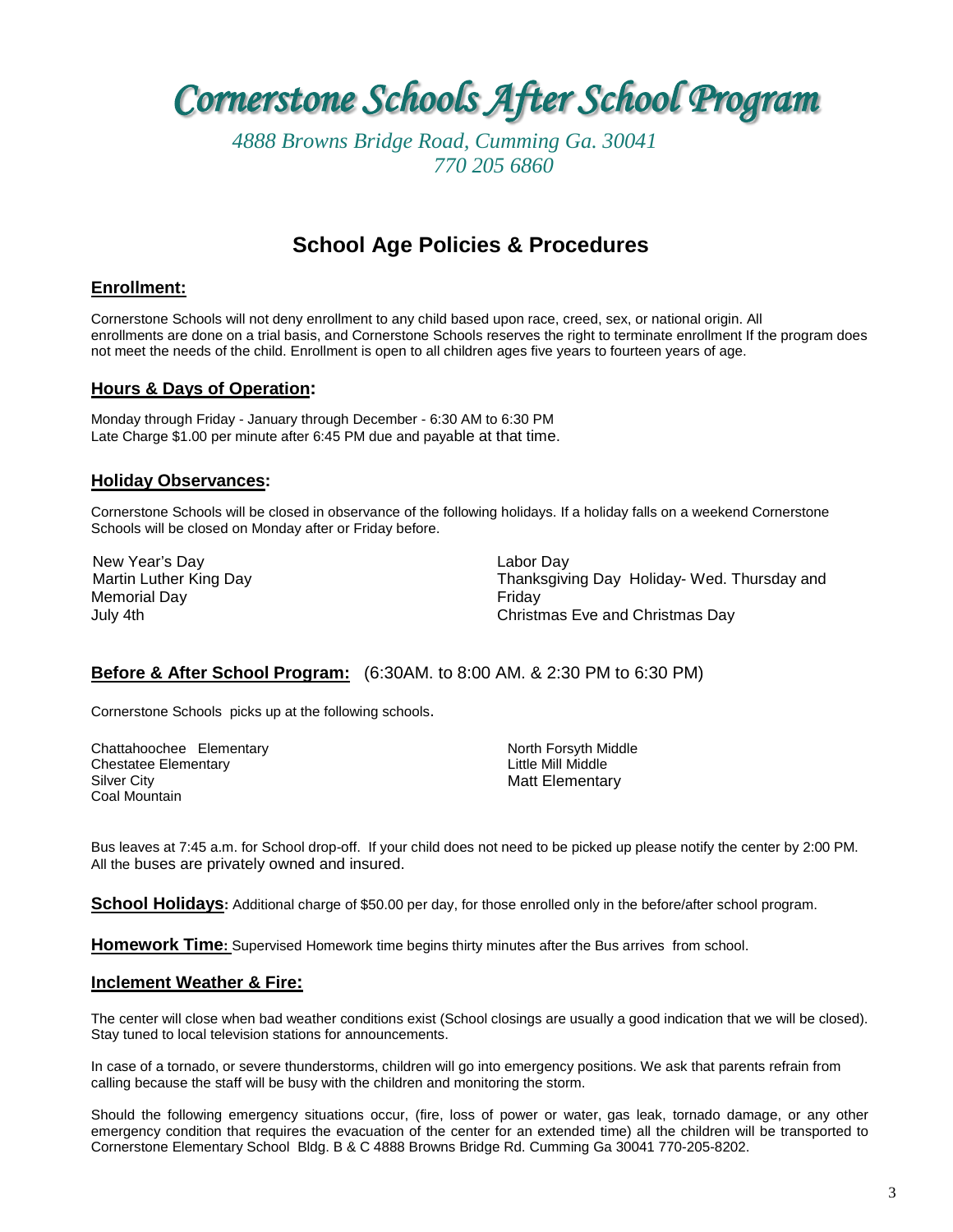# Cornerstone Schools After School Program

*4888 Browns Bridge Road, Cumming Ga. 30041*
*770 205 6860*

## School Age Policies & Procedures

### Enrollment:

Cornerstone Schools will not deny enrollment to any child based upon race, creed, sex, or national origin. All enrollments are done on a trial basis, and Cornerstone Schools reserves the right to terminate enrollment If the program does not meet the needs of the child. Enrollment is open to all children ages five years to fourteen years of age.

### Hours & Days of Operation:

Monday through Friday - January through December - 6:30 AM to 6:30 PM
Late Charge $1.00 per minute after 6:45 PM due and payable at that time.

### Holiday Observances:

Cornerstone Schools will be closed in observance of the following holidays. If a holiday falls on a weekend Cornerstone Schools will be closed on Monday after or Friday before.

New Year's Day
Martin Luther King Day
Memorial Day
July 4th
Labor Day
Thanksgiving Day Holiday- Wed. Thursday and Friday
Christmas Eve and Christmas Day

### Before & After School Program: (6:30AM. to 8:00 AM. & 2:30 PM to 6:30 PM)

Cornerstone Schools picks up at the following schools.

Chattahoochee Elementary
Chestatee Elementary
Silver City
Coal Mountain
North Forsyth Middle
Little Mill Middle
Matt Elementary

Bus leaves at 7:45 a.m. for School drop-off. If your child does not need to be picked up please notify the center by 2:00 PM. All the buses are privately owned and insured.

**School Holidays:** Additional charge of $50.00 per day, for those enrolled only in the before/after school program.

**Homework Time:** Supervised Homework time begins thirty minutes after the Bus arrives from school.

### Inclement Weather & Fire:

The center will close when bad weather conditions exist (School closings are usually a good indication that we will be closed). Stay tuned to local television stations for announcements.

In case of a tornado, or severe thunderstorms, children will go into emergency positions. We ask that parents refrain from calling because the staff will be busy with the children and monitoring the storm.

Should the following emergency situations occur, (fire, loss of power or water, gas leak, tornado damage, or any other emergency condition that requires the evacuation of the center for an extended time) all the children will be transported to Cornerstone Elementary School Bldg. B & C 4888 Browns Bridge Rd. Cumming Ga 30041 770-205-8202.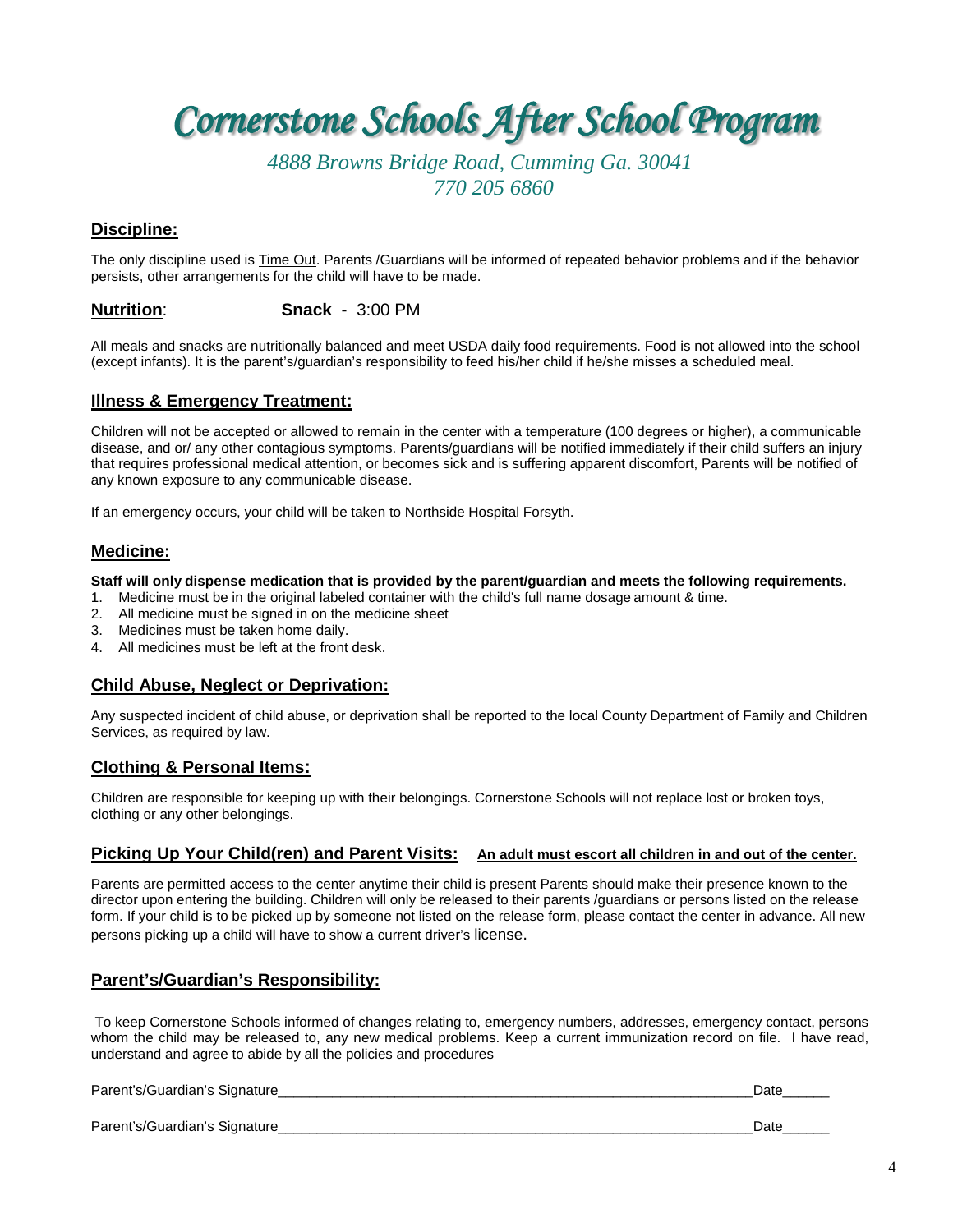# *Cornerstone Schools After School Program*

*4888 Browns Bridge Road, Cumming Ga. 30041*
*770 205 6860*

## Discipline:

The only discipline used is Time Out. Parents /Guardians will be informed of repeated behavior problems and if the behavior persists, other arrangements for the child will have to be made.

## Nutrition: **Snack** - 3:00 PM

All meals and snacks are nutritionally balanced and meet USDA daily food requirements. Food is not allowed into the school (except infants). It is the parent's/guardian's responsibility to feed his/her child if he/she misses a scheduled meal.

## Illness & Emergency Treatment:

Children will not be accepted or allowed to remain in the center with a temperature (100 degrees or higher), a communicable disease, and or/ any other contagious symptoms. Parents/guardians will be notified immediately if their child suffers an injury that requires professional medical attention, or becomes sick and is suffering apparent discomfort, Parents will be notified of any known exposure to any communicable disease.

If an emergency occurs, your child will be taken to Northside Hospital Forsyth.

## Medicine:

**Staff will only dispense medication that is provided by the parent/guardian and meets the following requirements.**

1. Medicine must be in the original labeled container with the child's full name dosage amount & time.
2. All medicine must be signed in on the medicine sheet
3. Medicines must be taken home daily.
4. All medicines must be left at the front desk.

## Child Abuse, Neglect or Deprivation:

Any suspected incident of child abuse, or deprivation shall be reported to the local County Department of Family and Children Services, as required by law.

## Clothing & Personal Items:

Children are responsible for keeping up with their belongings. Cornerstone Schools will not replace lost or broken toys, clothing or any other belongings.

## Picking Up Your Child(ren) and Parent Visits: **An adult must escort all children in and out of the center.**

Parents are permitted access to the center anytime their child is present Parents should make their presence known to the director upon entering the building. Children will only be released to their parents /guardians or persons listed on the release form. If your child is to be picked up by someone not listed on the release form, please contact the center in advance. All new persons picking up a child will have to show a current driver's license.

## Parent's/Guardian's Responsibility:

To keep Cornerstone Schools informed of changes relating to, emergency numbers, addresses, emergency contact, persons whom the child may be released to, any new medical problems. Keep a current immunization record on file. I have read, understand and agree to abide by all the policies and procedures

Parent's/Guardian's Signature_______________________________________________________________Date______

Parent's/Guardian's Signature_______________________________________________________________Date______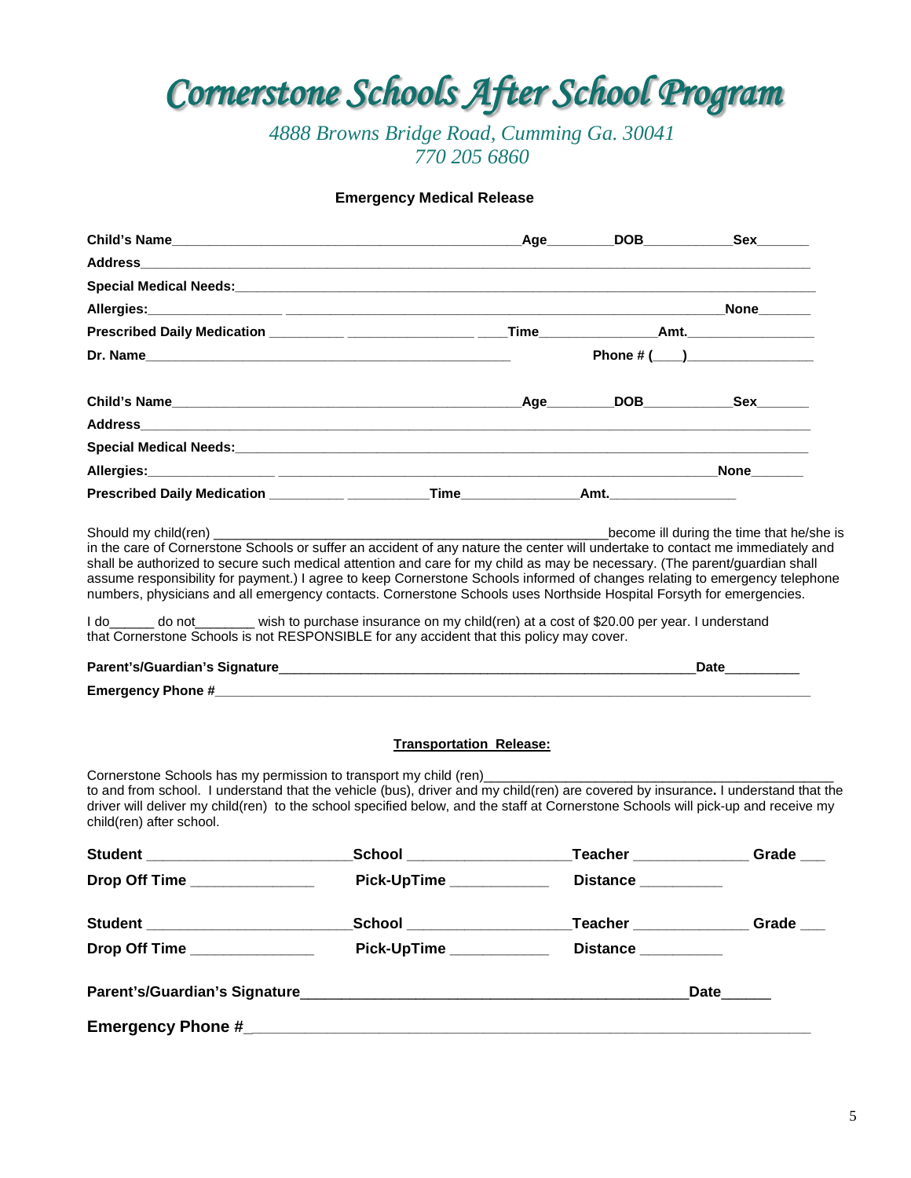# *Cornerstone Schools After School Program*

*4888 Browns Bridge Road, Cumming Ga. 30041*
*770 205 6860*

**Emergency Medical Release**

**Child's Name**_______________________________________________**Age**________**DOB**___________**Sex**_______

**Address**___________________________________________________________________________________

**Special Medical Needs:**_______________________________________________________________________

**Allergies:**_________________ _____________________________________________________________**None**_______

**Prescribed Daily Medication** __________ _________________ ____**Time**________________**Amt.**_________________

**Dr. Name**__________________________________________________ **Phone # (____)**_________________

**Child's Name**_______________________________________________**Age**________**DOB**___________**Sex**_______

**Address**___________________________________________________________________________________

**Special Medical Needs:**_______________________________________________________________________

**Allergies:**_________________ _____________________________________________________________**None**_______

**Prescribed Daily Medication** __________ ___________**Time**________________**Amt.**_________________

Should my child(ren) ____________________________________________________become ill during the time that he/she is in the care of Cornerstone Schools or suffer an accident of any nature the center will undertake to contact me immediately and shall be authorized to secure such medical attention and care for my child as may be necessary. (The parent/guardian shall assume responsibility for payment.) I agree to keep Cornerstone Schools informed of changes relating to emergency telephone numbers, physicians and all emergency contacts. Cornerstone Schools uses Northside Hospital Forsyth for emergencies.

I do______ do not________ wish to purchase insurance on my child(ren) at a cost of $20.00 per year. I understand that Cornerstone Schools is not RESPONSIBLE for any accident that this policy may cover.

**Parent's/Guardian's Signature**__________________________________________________________**Date**__________

**Emergency Phone #**__________________________________________________________________________

**<u>Transportation Release:</u>**

Cornerstone Schools has my permission to transport my child (ren)_______________________________________________ to and from school. I understand that the vehicle (bus), driver and my child(ren) are covered by insurance**.** I understand that the driver will deliver my child(ren) to the school specified below, and the staff at Cornerstone Schools will pick-up and receive my child(ren) after school.

**Student** _________________________**School** ____________________**Teacher** ______________ **Grade** ___

**Drop Off Time** _______________ **Pick-UpTime** ____________ **Distance** __________

**Student** _________________________**School** ____________________**Teacher** ______________ **Grade** ___

**Drop Off Time** _______________ **Pick-UpTime** ____________ **Distance** __________

**Parent's/Guardian's Signature**_______________________________________________**Date**______

**Emergency Phone #**_____________________________________________________________________